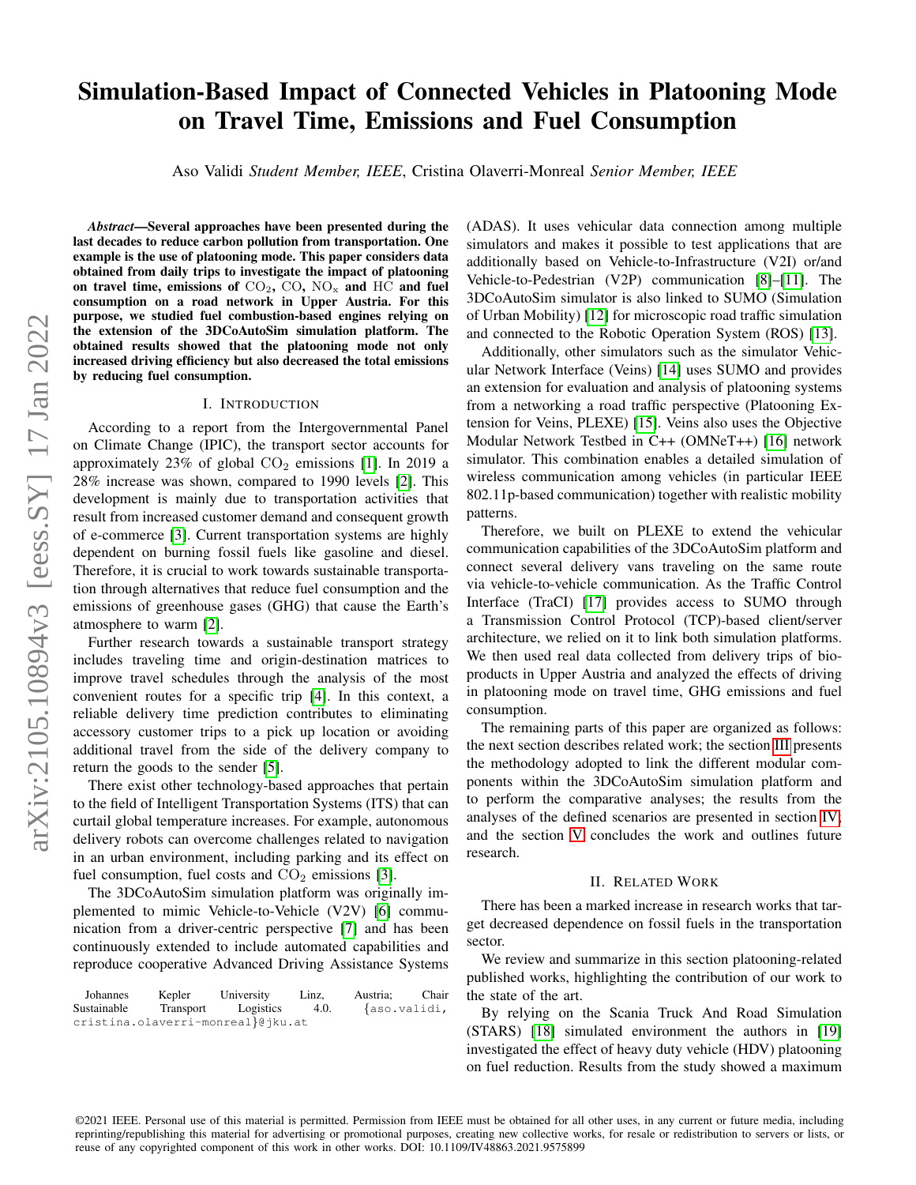# Simulation-Based Impact of Connected Vehicles in Platooning Mode on Travel Time, Emissions and Fuel Consumption

Aso Validi *Student Member, IEEE*, Cristina Olaverri-Monreal *Senior Member, IEEE*

***Abstract*—Several approaches have been presented during the last decades to reduce carbon pollution from transportation. One example is the use of platooning mode. This paper considers data obtained from daily trips to investigate the impact of platooning on travel time, emissions of $CO_2$, CO, $NO_x$ and HC and fuel consumption on a road network in Upper Austria. For this purpose, we studied fuel combustion-based engines relying on the extension of the 3DCoAutoSim simulation platform. The obtained results showed that the platooning mode not only increased driving efficiency but also decreased the total emissions by reducing fuel consumption.**

## I. Introduction

According to a report from the Intergovernmental Panel on Climate Change (IPIC), the transport sector accounts for approximately 23% of global $CO_2$ emissions [1]. In 2019 a 28% increase was shown, compared to 1990 levels [2]. This development is mainly due to transportation activities that result from increased customer demand and consequent growth of e-commerce [3]. Current transportation systems are highly dependent on burning fossil fuels like gasoline and diesel. Therefore, it is crucial to work towards sustainable transportation through alternatives that reduce fuel consumption and the emissions of greenhouse gases (GHG) that cause the Earth's atmosphere to warm [2].

Further research towards a sustainable transport strategy includes traveling time and origin-destination matrices to improve travel schedules through the analysis of the most convenient routes for a specific trip [4]. In this context, a reliable delivery time prediction contributes to eliminating accessory customer trips to a pick up location or avoiding additional travel from the side of the delivery company to return the goods to the sender [5].

There exist other technology-based approaches that pertain to the field of Intelligent Transportation Systems (ITS) that can curtail global temperature increases. For example, autonomous delivery robots can overcome challenges related to navigation in an urban environment, including parking and its effect on fuel consumption, fuel costs and $CO_2$ emissions [3].

The 3DCoAutoSim simulation platform was originally implemented to mimic Vehicle-to-Vehicle (V2V) [6] communication from a driver-centric perspective [7] and has been continuously extended to include automated capabilities and reproduce cooperative Advanced Driving Assistance Systems (ADAS). It uses vehicular data connection among multiple simulators and makes it possible to test applications that are additionally based on Vehicle-to-Infrastructure (V2I) or/and Vehicle-to-Pedestrian (V2P) communication [8]–[11]. The 3DCoAutoSim simulator is also linked to SUMO (Simulation of Urban Mobility) [12] for microscopic road traffic simulation and connected to the Robotic Operation System (ROS) [13].

Additionally, other simulators such as the simulator Vehicular Network Interface (Veins) [14] uses SUMO and provides an extension for evaluation and analysis of platooning systems from a networking a road traffic perspective (Platooning Extension for Veins, PLEXE) [15]. Veins also uses the Objective Modular Network Testbed in C++ (OMNeT++) [16] network simulator. This combination enables a detailed simulation of wireless communication among vehicles (in particular IEEE 802.11p-based communication) together with realistic mobility patterns.

Therefore, we built on PLEXE to extend the vehicular communication capabilities of the 3DCoAutoSim platform and connect several delivery vans traveling on the same route via vehicle-to-vehicle communication. As the Traffic Control Interface (TraCI) [17] provides access to SUMO through a Transmission Control Protocol (TCP)-based client/server architecture, we relied on it to link both simulation platforms. We then used real data collected from delivery trips of bio-products in Upper Austria and analyzed the effects of driving in platooning mode on travel time, GHG emissions and fuel consumption.

The remaining parts of this paper are organized as follows: the next section describes related work; the section III presents the methodology adopted to link the different modular components within the 3DCoAutoSim simulation platform and to perform the comparative analyses; the results from the analyses of the defined scenarios are presented in section IV; and the section V concludes the work and outlines future research.

## II. Related Work

There has been a marked increase in research works that target decreased dependence on fossil fuels in the transportation sector.

We review and summarize in this section platooning-related published works, highlighting the contribution of our work to the state of the art.

By relying on the Scania Truck And Road Simulation (STARS) [18] simulated environment the authors in [19] investigated the effect of heavy duty vehicle (HDV) platooning on fuel reduction. Results from the study showed a maximum

Johannes Kepler University Linz, Austria; Chair Sustainable Transport Logistics 4.0. {aso.validi, cristina.olaverri-monreal}@jku.at

©2021 IEEE. Personal use of this material is permitted. Permission from IEEE must be obtained for all other uses, in any current or future media, including reprinting/republishing this material for advertising or promotional purposes, creating new collective works, for resale or redistribution to servers or lists, or reuse of any copyrighted component of this work in other works. DOI: 10.1109/IV48863.2021.9575899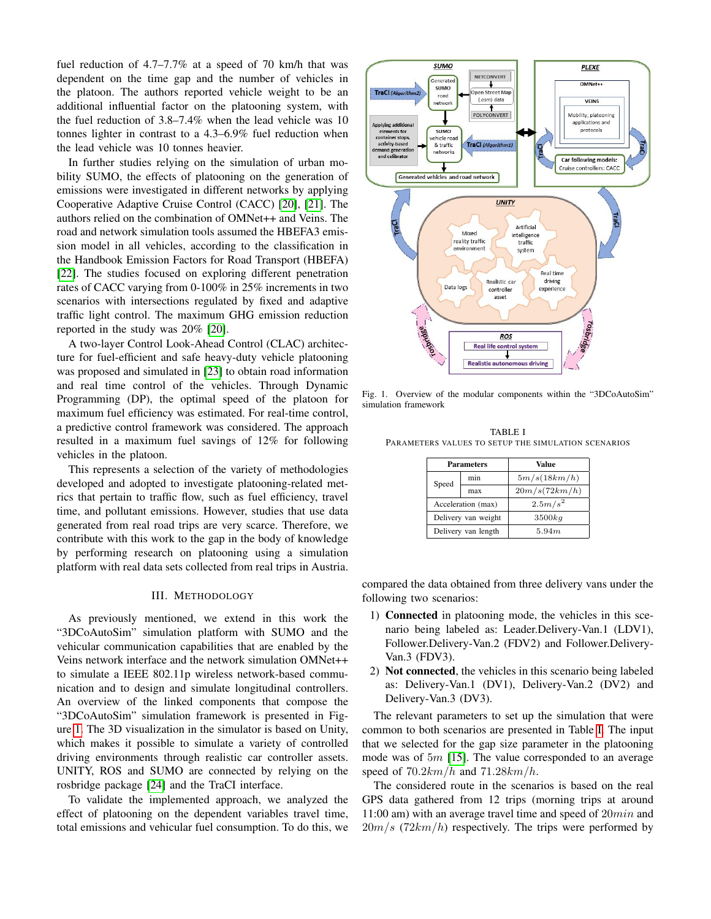fuel reduction of 4.7–7.7% at a speed of 70 km/h that was dependent on the time gap and the number of vehicles in the platoon. The authors reported vehicle weight to be an additional influential factor on the platooning system, with the fuel reduction of 3.8–7.4% when the lead vehicle was 10 tonnes lighter in contrast to a 4.3–6.9% fuel reduction when the lead vehicle was 10 tonnes heavier.

In further studies relying on the simulation of urban mobility SUMO, the effects of platooning on the generation of emissions were investigated in different networks by applying Cooperative Adaptive Cruise Control (CACC) [20], [21]. The authors relied on the combination of OMNet++ and Veins. The road and network simulation tools assumed the HBEFA3 emission model in all vehicles, according to the classification in the Handbook Emission Factors for Road Transport (HBEFA) [22]. The studies focused on exploring different penetration rates of CACC varying from 0-100% in 25% increments in two scenarios with intersections regulated by fixed and adaptive traffic light control. The maximum GHG emission reduction reported in the study was 20% [20].

A two-layer Control Look-Ahead Control (CLAC) architecture for fuel-efficient and safe heavy-duty vehicle platooning was proposed and simulated in [23] to obtain road information and real time control of the vehicles. Through Dynamic Programming (DP), the optimal speed of the platoon for maximum fuel efficiency was estimated. For real-time control, a predictive control framework was considered. The approach resulted in a maximum fuel savings of 12% for following vehicles in the platoon.

This represents a selection of the variety of methodologies developed and adopted to investigate platooning-related metrics that pertain to traffic flow, such as fuel efficiency, travel time, and pollutant emissions. However, studies that use data generated from real road trips are very scarce. Therefore, we contribute with this work to the gap in the body of knowledge by performing research on platooning using a simulation platform with real data sets collected from real trips in Austria.

## III. Methodology

As previously mentioned, we extend in this work the "3DCoAutoSim" simulation platform with SUMO and the vehicular communication capabilities that are enabled by the Veins network interface and the network simulation OMNet++ to simulate a IEEE 802.11p wireless network-based communication and to design and simulate longitudinal controllers. An overview of the linked components that compose the "3DCoAutoSim" simulation framework is presented in Figure 1. The 3D visualization in the simulator is based on Unity, which makes it possible to simulate a variety of controlled driving environments through realistic car controller assets. UNITY, ROS and SUMO are connected by relying on the rosbridge package [24] and the TraCI interface.

To validate the implemented approach, we analyzed the effect of platooning on the dependent variables travel time, total emissions and vehicular fuel consumption. To do this, we compared the data obtained from three delivery vans under the following two scenarios:

1) **Connected** in platooning mode, the vehicles in this scenario being labeled as: Leader.Delivery-Van.1 (LDV1), Follower.Delivery-Van.2 (FDV2) and Follower.Delivery-Van.3 (FDV3).
2) **Not connected**, the vehicles in this scenario being labeled as: Delivery-Van.1 (DV1), Delivery-Van.2 (DV2) and Delivery-Van.3 (DV3).

Fig. 1. Overview of the modular components within the "3DCoAutoSim" simulation framework

TABLE I
PARAMETERS VALUES TO SETUP THE SIMULATION SCENARIOS

| Parameters | | Value |
|---|---|---|
| Speed | min | $5m/s(18km/h)$ |
| | max | $20m/s(72km/h)$ |
| Acceleration (max) | | $2.5m/s^2$ |
| Delivery van weight | | $3500kg$ |
| Delivery van length | | $5.94m$ |

The relevant parameters to set up the simulation that were common to both scenarios are presented in Table I. The input that we selected for the gap size parameter in the platooning mode was of $5m$ [15]. The value corresponded to an average speed of $70.2km/h$ and $71.28km/h$.

The considered route in the scenarios is based on the real GPS data gathered from 12 trips (morning trips at around 11:00 am) with an average travel time and speed of $20min$ and $20m/s$ ($72km/h$) respectively. The trips were performed by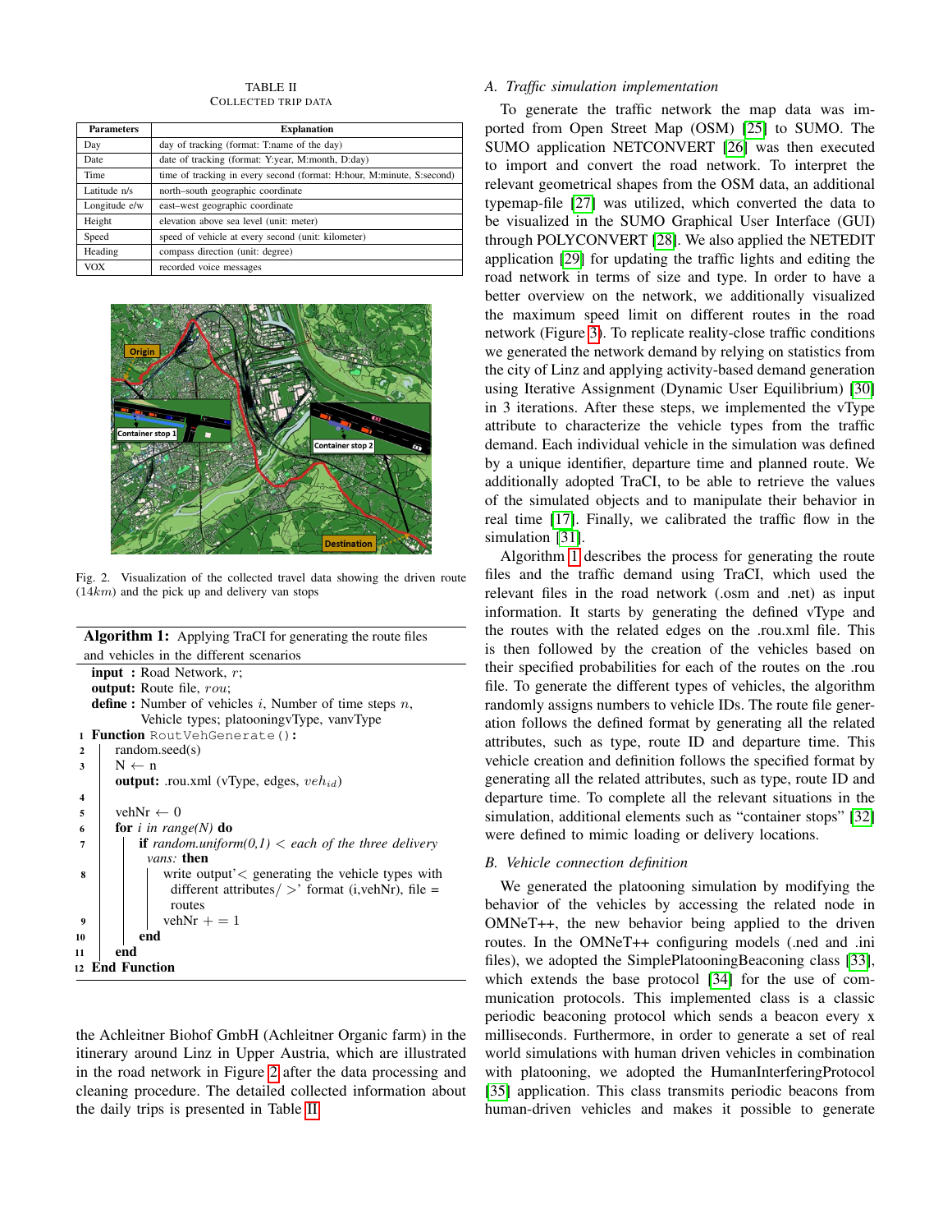TABLE II
COLLECTED TRIP DATA

| Parameters | Explanation |
|---|---|
| Day | day of tracking (format: T:name of the day) |
| Date | date of tracking (format: Y:year, M:month, D:day) |
| Time | time of tracking in every second (format: H:hour, M:minute, S:second) |
| Latitude n/s | north–south geographic coordinate |
| Longitude e/w | east–west geographic coordinate |
| Height | elevation above sea level (unit: meter) |
| Speed | speed of vehicle at every second (unit: kilometer) |
| Heading | compass direction (unit: degree) |
| VOX | recorded voice messages |

Fig. 2. Visualization of the collected travel data showing the driven route ($14km$) and the pick up and delivery van stops

**Algorithm 1:** Applying TraCI for generating the route files and vehicles in the different scenarios

```
   input  : Road Network, r;
   output: Route file, rou;
   define : Number of vehicles i, Number of time steps n,
            Vehicle types; platooningvType, vanvType
1  Function RoutVehGenerate():
2      random.seed(s)
3      N ← n
       output: .rou.xml (vType, edges, veh_id)
4
5      vehNr ← 0
6      for i in range(N) do
7          if random.uniform(0,1) < each of the three delivery
            vans: then
8              write output'< generating the vehicle types with
               different attributes/ >' format (i,vehNr), file =
               routes
9              vehNr + = 1
10         end
11     end
12 End Function
```

the Achleitner Biohof GmbH (Achleitner Organic farm) in the itinerary around Linz in Upper Austria, which are illustrated in the road network in Figure 2 after the data processing and cleaning procedure. The detailed collected information about the daily trips is presented in Table II.

### A. Traffic simulation implementation

To generate the traffic network the map data was imported from Open Street Map (OSM) [25] to SUMO. The SUMO application NETCONVERT [26] was then executed to import and convert the road network. To interpret the relevant geometrical shapes from the OSM data, an additional typemap-file [27] was utilized, which converted the data to be visualized in the SUMO Graphical User Interface (GUI) through POLYCONVERT [28]. We also applied the NETEDIT application [29] for updating the traffic lights and editing the road network in terms of size and type. In order to have a better overview on the network, we additionally visualized the maximum speed limit on different routes in the road network (Figure 3). To replicate reality-close traffic conditions we generated the network demand by relying on statistics from the city of Linz and applying activity-based demand generation using Iterative Assignment (Dynamic User Equilibrium) [30] in 3 iterations. After these steps, we implemented the vType attribute to characterize the vehicle types from the traffic demand. Each individual vehicle in the simulation was defined by a unique identifier, departure time and planned route. We additionally adopted TraCI, to be able to retrieve the values of the simulated objects and to manipulate their behavior in real time [17]. Finally, we calibrated the traffic flow in the simulation [31].

Algorithm 1 describes the process for generating the route files and the traffic demand using TraCI, which used the relevant files in the road network (.osm and .net) as input information. It starts by generating the defined vType and the routes with the related edges on the .rou.xml file. This is then followed by the creation of the vehicles based on their specified probabilities for each of the routes on the .rou file. To generate the different types of vehicles, the algorithm randomly assigns numbers to vehicle IDs. The route file generation follows the defined format by generating all the related attributes, such as type, route ID and departure time. This vehicle creation and definition follows the specified format by generating all the related attributes, such as type, route ID and departure time. To complete all the relevant situations in the simulation, additional elements such as "container stops" [32] were defined to mimic loading or delivery locations.

### B. Vehicle connection definition

We generated the platooning simulation by modifying the behavior of the vehicles by accessing the related node in OMNeT++, the new behavior being applied to the driven routes. In the OMNeT++ configuring models (.ned and .ini files), we adopted the SimplePlatooningBeaconing class [33], which extends the base protocol [34] for the use of communication protocols. This implemented class is a classic periodic beaconing protocol which sends a beacon every x milliseconds. Furthermore, in order to generate a set of real world simulations with human driven vehicles in combination with platooning, we adopted the HumanInterferingProtocol [35] application. This class transmits periodic beacons from human-driven vehicles and makes it possible to generate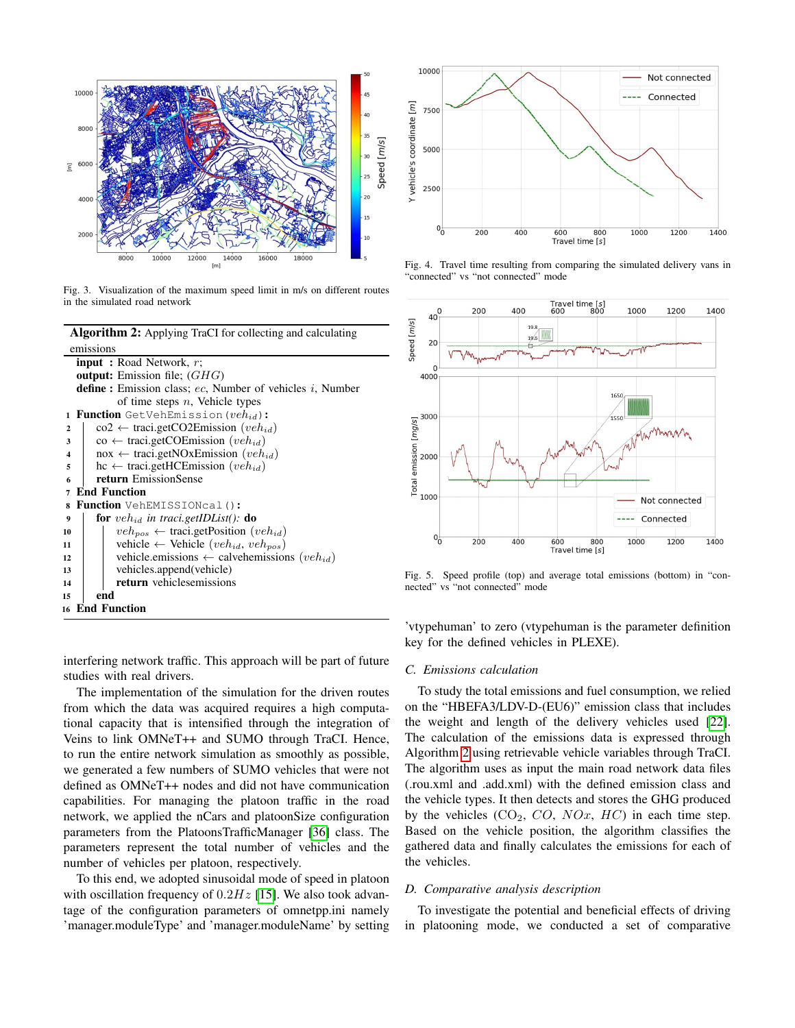Fig. 3. Visualization of the maximum speed limit in m/s on different routes in the simulated road network

**Algorithm 2:** Applying TraCI for collecting and calculating emissions

```
input  : Road Network, r;
output: Emission file; (GHG)
define : Emission class; ec, Number of vehicles i, Number
         of time steps n, Vehicle types
1  Function GetVehEmission(veh_id):
2      co2 ← traci.getCO2Emission (veh_id)
3      co ← traci.getCOEmission (veh_id)
4      nox ← traci.getNOxEmission (veh_id)
5      hc ← traci.getHCEmission (veh_id)
6      return EmissionSense
7  End Function
8  Function VehEMISSIONcal():
9      for veh_id in traci.getIDList(): do
10         veh_pos ← traci.getPosition (veh_id)
11         vehicle ← Vehicle (veh_id, veh_pos)
12         vehicle.emissions ← calvehemissions (veh_id)
13         vehicles.append(vehicle)
14         return vehiclesemissions
15     end
16 End Function
```

interfering network traffic. This approach will be part of future studies with real drivers.

The implementation of the simulation for the driven routes from which the data was acquired requires a high computational capacity that is intensified through the integration of Veins to link OMNeT++ and SUMO through TraCI. Hence, to run the entire network simulation as smoothly as possible, we generated a few numbers of SUMO vehicles that were not defined as OMNeT++ nodes and did not have communication capabilities. For managing the platoon traffic in the road network, we applied the nCars and platoonSize configuration parameters from the PlatoonsTrafficManager [36] class. The parameters represent the total number of vehicles and the number of vehicles per platoon, respectively.

To this end, we adopted sinusoidal mode of speed in platoon with oscillation frequency of $0.2Hz$ [15]. We also took advantage of the configuration parameters of omnetpp.ini namely 'manager.moduleType' and 'manager.moduleName' by setting 'vtypehuman' to zero (vtypehuman is the parameter definition key for the defined vehicles in PLEXE).

Fig. 4. Travel time resulting from comparing the simulated delivery vans in "connected" vs "not connected" mode

Fig. 5. Speed profile (top) and average total emissions (bottom) in "connected" vs "not connected" mode

### C. Emissions calculation

To study the total emissions and fuel consumption, we relied on the "HBEFA3/LDV-D-(EU6)" emission class that includes the weight and length of the delivery vehicles used [22]. The calculation of the emissions data is expressed through Algorithm 2 using retrievable vehicle variables through TraCI. The algorithm uses as input the main road network data files (.rou.xml and .add.xml) with the defined emission class and the vehicle types. It then detects and stores the GHG produced by the vehicles ($CO_2$, $CO$, $NOx$, $HC$) in each time step. Based on the vehicle position, the algorithm classifies the gathered data and finally calculates the emissions for each of the vehicles.

### D. Comparative analysis description

To investigate the potential and beneficial effects of driving in platooning mode, we conducted a set of comparative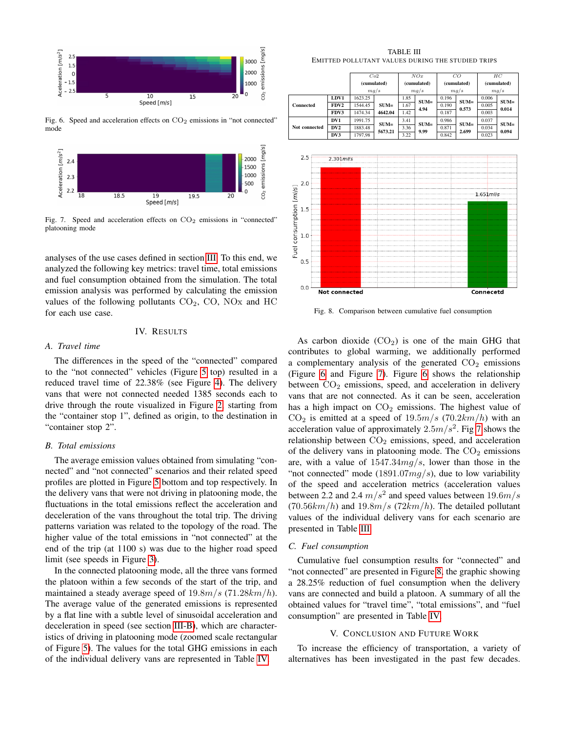Fig. 6. Speed and acceleration effects on $CO_2$ emissions in "not connected" mode

Fig. 7. Speed and acceleration effects on $CO_2$ emissions in "connected" platooning mode

analyses of the use cases defined in section III. To this end, we analyzed the following key metrics: travel time, total emissions and fuel consumption obtained from the simulation. The total emission analysis was performed by calculating the emission values of the following pollutants $CO_2$, CO, NOx and HC for each use case.

## IV. Results

### A. Travel time

The differences in the speed of the "connected" compared to the "not connected" vehicles (Figure 5 top) resulted in a reduced travel time of 22.38% (see Figure 4). The delivery vans that were not connected needed 1385 seconds each to drive through the route visualized in Figure 2 starting from the "container stop 1", defined as origin, to the destination in "container stop 2".

### B. Total emissions

The average emission values obtained from simulating "connected" and "not connected" scenarios and their related speed profiles are plotted in Figure 5 bottom and top respectively. In the delivery vans that were not driving in platooning mode, the fluctuations in the total emissions reflect the acceleration and deceleration of the vans throughout the total trip. The driving patterns variation was related to the topology of the road. The higher value of the total emissions in "not connected" at the end of the trip (at 1100 s) was due to the higher road speed limit (see speeds in Figure 3).

In the connected platooning mode, all the three vans formed the platoon within a few seconds of the start of the trip, and maintained a steady average speed of $19.8m/s$ ($71.28km/h$). The average value of the generated emissions is represented by a flat line with a subtle level of sinusoidal acceleration and deceleration in speed (see section III-B), which are characteristics of driving in platooning mode (zoomed scale rectangular of Figure 5). The values for the total GHG emissions in each of the individual delivery vans are represented in Table IV.

TABLE III
Emitted pollutant values during the studied trips

| | | $Co2$ (cumulated) $mg/s$ | | $NOx$ (cumulated) $mg/s$ | | $CO$ (cumulated) $mg/s$ | | $HC$ (cumulated) $mg/s$ | |
|---|---|---|---|---|---|---|---|---|---|
| **Connected** | **LDV1** | 1623.25 | **SUM= 4642.04** | 1.85 | **SUM= 4.94** | 0.196 | **SUM= 0.573** | 0.006 | **SUM= 0.014** |
| | **FDV2** | 1544.45 | | 1.67 | | 0.190 | | 0.005 | |
| | **FDV3** | 1474.34 | | 1.42 | | 0.187 | | 0.003 | |
| **Not connected** | **DV1** | 1991.75 | **SUM= 5673.21** | 3.41 | **SUM= 9.99** | 0.986 | **SUM= 2.699** | 0.037 | **SUM= 0.094** |
| | **DV2** | 1883.48 | | 3.36 | | 0.871 | | 0.034 | |
| | **DV3** | 1797.98 | | 3.22 | | 0.842 | | 0.023 | |

Fig. 8. Comparison between cumulative fuel consumption

As carbon dioxide ($CO_2$) is one of the main GHG that contributes to global warming, we additionally performed a complementary analysis of the generated $CO_2$ emissions (Figure 6 and Figure 7). Figure 6 shows the relationship between $CO_2$ emissions, speed, and acceleration in delivery vans that are not connected. As it can be seen, acceleration has a high impact on $CO_2$ emissions. The highest value of $CO_2$ is emitted at a speed of $19.5m/s$ ($70.2km/h$) with an acceleration value of approximately $2.5m/s^2$. Fig 7 shows the relationship between $CO_2$ emissions, speed, and acceleration of the delivery vans in platooning mode. The $CO_2$ emissions are, with a value of $1547.34mg/s$, lower than those in the "not connected" mode ($1891.07mg/s$), due to low variability of the speed and acceleration metrics (acceleration values between 2.2 and 2.4 $m/s^2$ and speed values between $19.6m/s$ ($70.56km/h$) and $19.8m/s$ ($72km/h$). The detailed pollutant values of the individual delivery vans for each scenario are presented in Table III.

### C. Fuel consumption

Cumulative fuel consumption results for "connected" and "not connected" are presented in Figure 8, the graphic showing a 28.25% reduction of fuel consumption when the delivery vans are connected and build a platoon. A summary of all the obtained values for "travel time", "total emissions", and "fuel consumption" are presented in Table IV.

## V. Conclusion and Future Work

To increase the efficiency of transportation, a variety of alternatives has been investigated in the past few decades.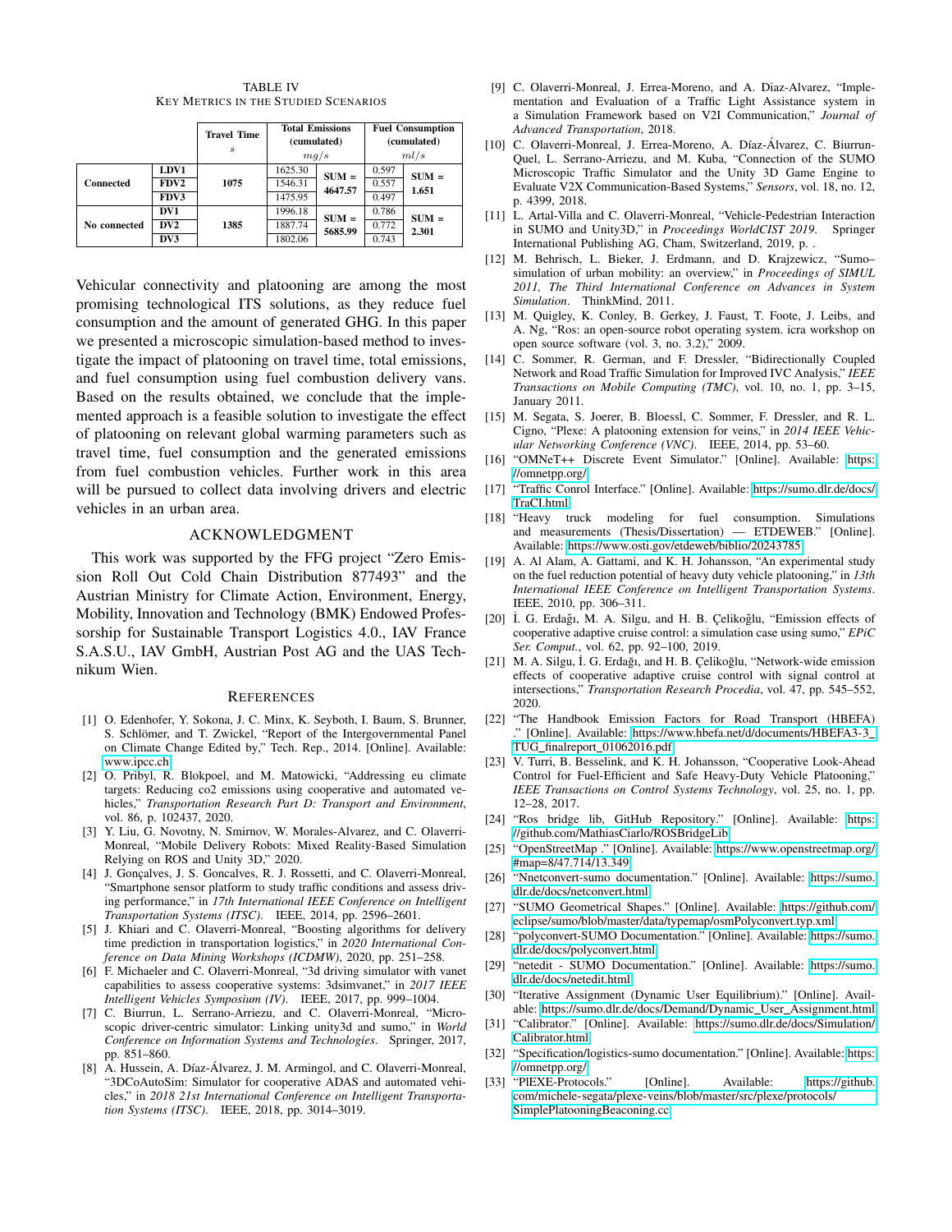TABLE IV
KEY METRICS IN THE STUDIED SCENARIOS

| | | Travel Time $s$ | Total Emissions (cumulated) $mg/s$ | | Fuel Consumption (cumulated) $ml/s$ | |
|---|---|---|---|---|---|---|
| Connected | LDV1 | 1075 | 1625.30 | SUM = 4647.57 | 0.597 | SUM = 1.651 |
| | FDV2 | | 1546.31 | | 0.557 | |
| | FDV3 | | 1475.95 | | 0.497 | |
| No connected | DV1 | 1385 | 1996.18 | SUM = 5685.99 | 0.786 | SUM = 2.301 |
| | DV2 | | 1887.74 | | 0.772 | |
| | DV3 | | 1802.06 | | 0.743 | |

Vehicular connectivity and platooning are among the most promising technological ITS solutions, as they reduce fuel consumption and the amount of generated GHG. In this paper we presented a microscopic simulation-based method to investigate the impact of platooning on travel time, total emissions, and fuel consumption using fuel combustion delivery vans. Based on the results obtained, we conclude that the implemented approach is a feasible solution to investigate the effect of platooning on relevant global warming parameters such as travel time, fuel consumption and the generated emissions from fuel combustion vehicles. Further work in this area will be pursued to collect data involving drivers and electric vehicles in an urban area.

## ACKNOWLEDGMENT

This work was supported by the FFG project "Zero Emission Roll Out Cold Chain Distribution 877493" and the Austrian Ministry for Climate Action, Environment, Energy, Mobility, Innovation and Technology (BMK) Endowed Professorship for Sustainable Transport Logistics 4.0., IAV France S.A.S.U., IAV GmbH, Austrian Post AG and the UAS Technikum Wien.

## REFERENCES

[1] O. Edenhofer, Y. Sokona, J. C. Minx, K. Seyboth, I. Baum, S. Brunner, S. Schlömer, and T. Zwickel, "Report of the Intergovernmental Panel on Climate Change Edited by," Tech. Rep., 2014. [Online]. Available: www.ipcc.ch

[2] O. Pribyl, R. Blokpoel, and M. Matowicki, "Addressing eu climate targets: Reducing co2 emissions using cooperative and automated vehicles," *Transportation Research Part D: Transport and Environment*, vol. 86, p. 102437, 2020.

[3] Y. Liu, G. Novotny, N. Smirnov, W. Morales-Alvarez, and C. Olaverri-Monreal, "Mobile Delivery Robots: Mixed Reality-Based Simulation Relying on ROS and Unity 3D," 2020.

[4] J. Gonçalves, J. S. Goncalves, R. J. Rossetti, and C. Olaverri-Monreal, "Smartphone sensor platform to study traffic conditions and assess driving performance," in *17th International IEEE Conference on Intelligent Transportation Systems (ITSC)*. IEEE, 2014, pp. 2596–2601.

[5] J. Khiari and C. Olaverri-Monreal, "Boosting algorithms for delivery time prediction in transportation logistics," in *2020 International Conference on Data Mining Workshops (ICDMW)*, 2020, pp. 251–258.

[6] F. Michaeler and C. Olaverri-Monreal, "3d driving simulator with vanet capabilities to assess cooperative systems: 3dsimvanet," in *2017 IEEE Intelligent Vehicles Symposium (IV)*. IEEE, 2017, pp. 999–1004.

[7] C. Biurrun, L. Serrano-Arriezu, and C. Olaverri-Monreal, "Microscopic driver-centric simulator: Linking unity3d and sumo," in *World Conference on Information Systems and Technologies*. Springer, 2017, pp. 851–860.

[8] A. Hussein, A. Díaz-Álvarez, J. M. Armingol, and C. Olaverri-Monreal, "3DCoAutoSim: Simulator for cooperative ADAS and automated vehicles," in *2018 21st International Conference on Intelligent Transportation Systems (ITSC)*. IEEE, 2018, pp. 3014–3019.

[9] C. Olaverri-Monreal, J. Errea-Moreno, and A. Diaz-Alvarez, "Implementation and Evaluation of a Traffic Light Assistance system in a Simulation Framework based on V2I Communication," *Journal of Advanced Transportation*, 2018.

[10] C. Olaverri-Monreal, J. Errea-Moreno, A. Díaz-Álvarez, C. Biurrun-Quel, L. Serrano-Arriezu, and M. Kuba, "Connection of the SUMO Microscopic Traffic Simulator and the Unity 3D Game Engine to Evaluate V2X Communication-Based Systems," *Sensors*, vol. 18, no. 12, p. 4399, 2018.

[11] L. Artal-Villa and C. Olaverri-Monreal, "Vehicle-Pedestrian Interaction in SUMO and Unity3D," in *Proceedings WorldCIST 2019*. Springer International Publishing AG, Cham, Switzerland, 2019, p. .

[12] M. Behrisch, L. Bieker, J. Erdmann, and D. Krajzewicz, "Sumo–simulation of urban mobility: an overview," in *Proceedings of SIMUL 2011, The Third International Conference on Advances in System Simulation*. ThinkMind, 2011.

[13] M. Quigley, K. Conley, B. Gerkey, J. Faust, T. Foote, J. Leibs, and A. Ng, "Ros: an open-source robot operating system. icra workshop on open source software (vol. 3, no. 3.2)," 2009.

[14] C. Sommer, R. German, and F. Dressler, "Bidirectionally Coupled Network and Road Traffic Simulation for Improved IVC Analysis," *IEEE Transactions on Mobile Computing (TMC)*, vol. 10, no. 1, pp. 3–15, January 2011.

[15] M. Segata, S. Joerer, B. Bloessl, C. Sommer, F. Dressler, and R. L. Cigno, "Plexe: A platooning extension for veins," in *2014 IEEE Vehicular Networking Conference (VNC)*. IEEE, 2014, pp. 53–60.

[16] "OMNeT++ Discrete Event Simulator." [Online]. Available: https://omnetpp.org/

[17] "Traffic Conrol Interface." [Online]. Available: https://sumo.dlr.de/docs/TraCI.html

[18] "Heavy truck modeling for fuel consumption. Simulations and measurements (Thesis/Dissertation) — ETDEWEB." [Online]. Available: https://www.osti.gov/etdeweb/biblio/20243785

[19] A. Al Alam, A. Gattami, and K. H. Johansson, "An experimental study on the fuel reduction potential of heavy duty vehicle platooning," in *13th International IEEE Conference on Intelligent Transportation Systems*. IEEE, 2010, pp. 306–311.

[20] İ. G. Erdağı, M. A. Silgu, and H. B. Çelikoğlu, "Emission effects of cooperative adaptive cruise control: a simulation case using sumo," *EPiC Ser. Comput.*, vol. 62, pp. 92–100, 2019.

[21] M. A. Silgu, İ. G. Erdağı, and H. B. Çelikoğlu, "Network-wide emission effects of cooperative adaptive cruise control with signal control at intersections," *Transportation Research Procedia*, vol. 47, pp. 545–552, 2020.

[22] "The Handbook Emission Factors for Road Transport (HBEFA) ." [Online]. Available: https://www.hbefa.net/d/documents/HBEFA3-3_TUG_finalreport_01062016.pdf

[23] V. Turri, B. Besselink, and K. H. Johansson, "Cooperative Look-Ahead Control for Fuel-Efficient and Safe Heavy-Duty Vehicle Platooning," *IEEE Transactions on Control Systems Technology*, vol. 25, no. 1, pp. 12–28, 2017.

[24] "Ros bridge lib, GitHub Repository." [Online]. Available: https://github.com/MathiasCiarlo/ROSBridgeLib

[25] "OpenStreetMap ." [Online]. Available: https://www.openstreetmap.org/#map=8/47.714/13.349

[26] "Nnetconvert-sumo documentation." [Online]. Available: https://sumo.dlr.de/docs/netconvert.html

[27] "SUMO Geometrical Shapes." [Online]. Available: https://github.com/eclipse/sumo/blob/master/data/typemap/osmPolyconvert.typ.xml

[28] "polyconvert-SUMO Documentation." [Online]. Available: https://sumo.dlr.de/docs/polyconvert.html

[29] "netedit - SUMO Documentation." [Online]. Available: https://sumo.dlr.de/docs/netedit.html

[30] "Iterative Assignment (Dynamic User Equilibrium)." [Online]. Available: https://sumo.dlr.de/docs/Demand/Dynamic_User_Assignment.html

[31] "Calibrator." [Online]. Available: https://sumo.dlr.de/docs/Simulation/Calibrator.html

[32] "Specification/logistics-sumo documentation." [Online]. Available: https://omnetpp.org/

[33] "PlEXE-Protocols." [Online]. Available: https://github.com/michele-segata/plexe-veins/blob/master/src/plexe/protocols/SimplePlatooningBeaconing.cc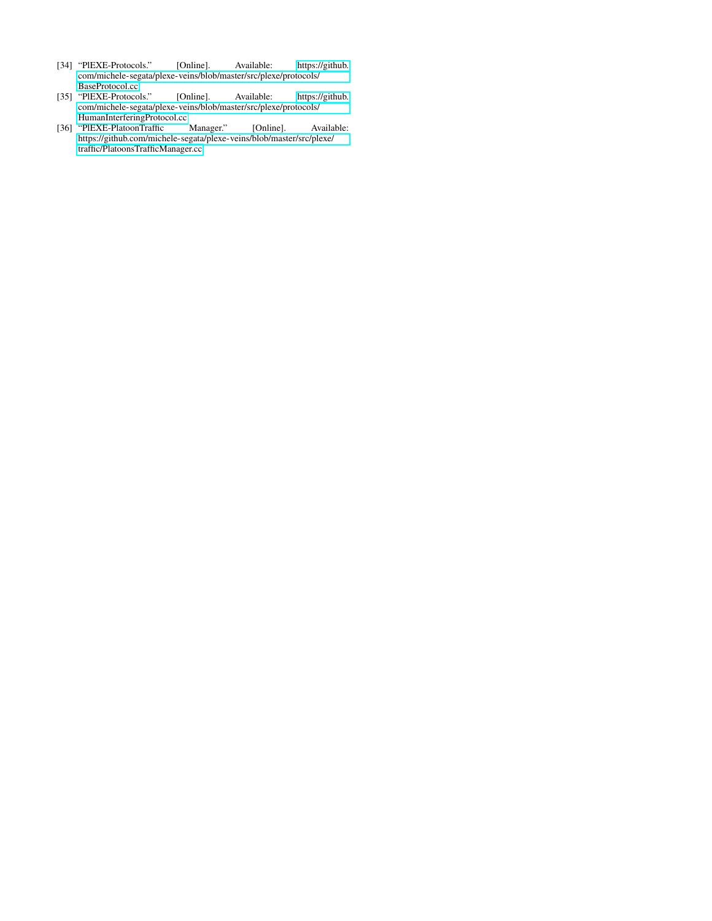[34] "PlEXE-Protocols." [Online]. Available: https://github.com/michele-segata/plexe-veins/blob/master/src/plexe/protocols/BaseProtocol.cc

[35] "PlEXE-Protocols." [Online]. Available: https://github.com/michele-segata/plexe-veins/blob/master/src/plexe/protocols/HumanInterferingProtocol.cc

[36] "PlEXE-PlatoonTraffic Manager." [Online]. Available: https://github.com/michele-segata/plexe-veins/blob/master/src/plexe/traffic/PlatoonsTrafficManager.cc